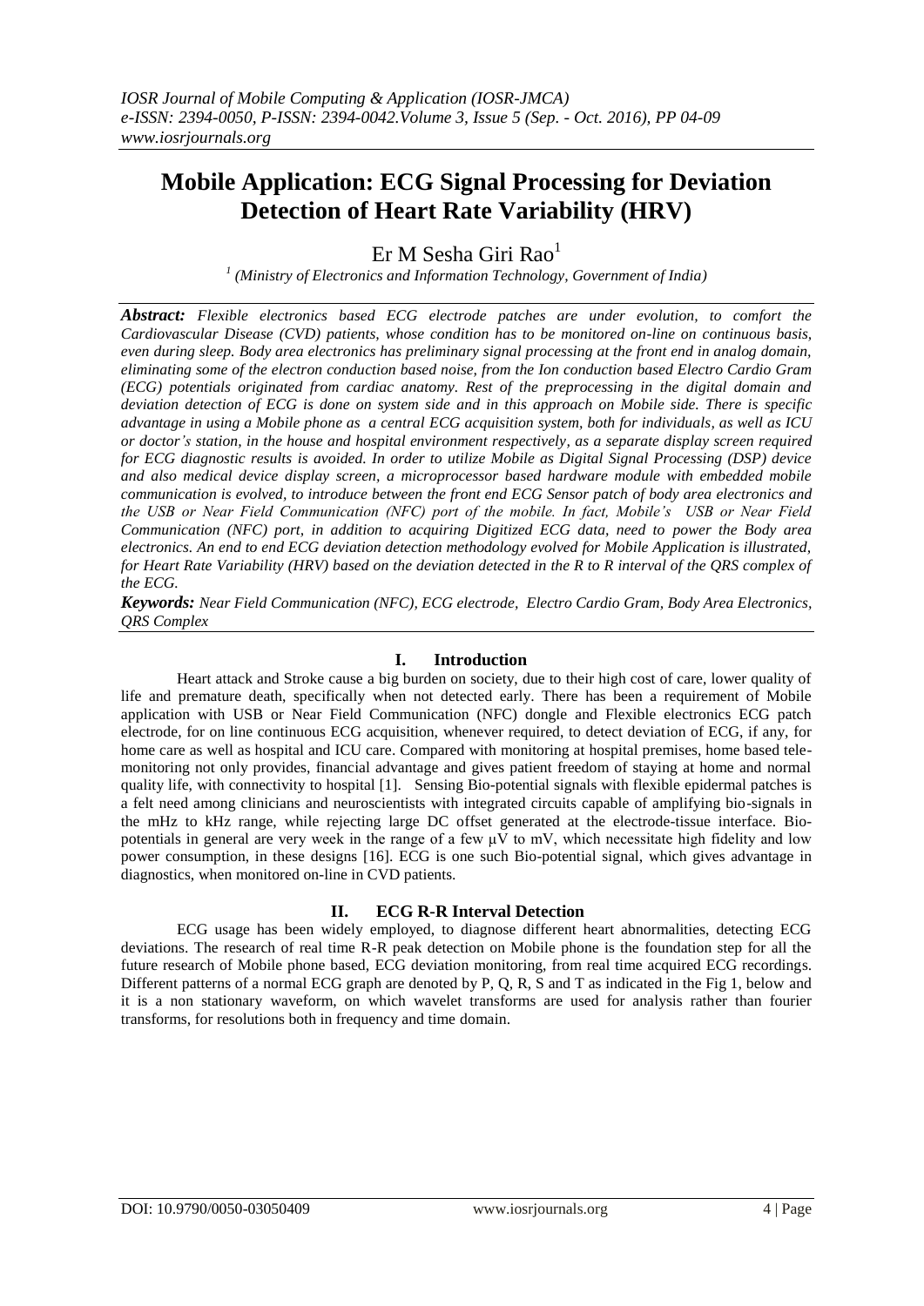# Mobile Application: ECG Signal Processing for Deviation Detection of Heart Rate Variability (HRV)

Er M Sesha Giri Rao[1]

[1] (Ministry of Electronics and Information Technology, Government of India)

***Abstract:*** *Flexible electronics based ECG electrode patches are under evolution, to comfort the Cardiovascular Disease (CVD) patients, whose condition has to be monitored on-line on continuous basis, even during sleep. Body area electronics has preliminary signal processing at the front end in analog domain, eliminating some of the electron conduction based noise, from the Ion conduction based Electro Cardio Gram (ECG) potentials originated from cardiac anatomy. Rest of the preprocessing in the digital domain and deviation detection of ECG is done on system side and in this approach on Mobile side. There is specific advantage in using a Mobile phone as a central ECG acquisition system, both for individuals, as well as ICU or doctor's station, in the house and hospital environment respectively, as a separate display screen required for ECG diagnostic results is avoided. In order to utilize Mobile as Digital Signal Processing (DSP) device and also medical device display screen, a microprocessor based hardware module with embedded mobile communication is evolved, to introduce between the front end ECG Sensor patch of body area electronics and the USB or Near Field Communication (NFC) port of the mobile. In fact, Mobile's USB or Near Field Communication (NFC) port, in addition to acquiring Digitized ECG data, need to power the Body area electronics. An end to end ECG deviation detection methodology evolved for Mobile Application is illustrated, for Heart Rate Variability (HRV) based on the deviation detected in the R to R interval of the QRS complex of the ECG.*

***Keywords:*** *Near Field Communication (NFC), ECG electrode, Electro Cardio Gram, Body Area Electronics, QRS Complex*

## I. Introduction

Heart attack and Stroke cause a big burden on society, due to their high cost of care, lower quality of life and premature death, specifically when not detected early. There has been a requirement of Mobile application with USB or Near Field Communication (NFC) dongle and Flexible electronics ECG patch electrode, for on line continuous ECG acquisition, whenever required, to detect deviation of ECG, if any, for home care as well as hospital and ICU care. Compared with monitoring at hospital premises, home based tele-monitoring not only provides, financial advantage and gives patient freedom of staying at home and normal quality life, with connectivity to hospital [1]. Sensing Bio-potential signals with flexible epidermal patches is a felt need among clinicians and neuroscientists with integrated circuits capable of amplifying bio-signals in the mHz to kHz range, while rejecting large DC offset generated at the electrode-tissue interface. Bio-potentials in general are very week in the range of a few µV to mV, which necessitate high fidelity and low power consumption, in these designs [16]. ECG is one such Bio-potential signal, which gives advantage in diagnostics, when monitored on-line in CVD patients.

## II. ECG R-R Interval Detection

ECG usage has been widely employed, to diagnose different heart abnormalities, detecting ECG deviations. The research of real time R-R peak detection on Mobile phone is the foundation step for all the future research of Mobile phone based, ECG deviation monitoring, from real time acquired ECG recordings. Different patterns of a normal ECG graph are denoted by P, Q, R, S and T as indicated in the Fig 1, below and it is a non stationary waveform, on which wavelet transforms are used for analysis rather than fourier transforms, for resolutions both in frequency and time domain.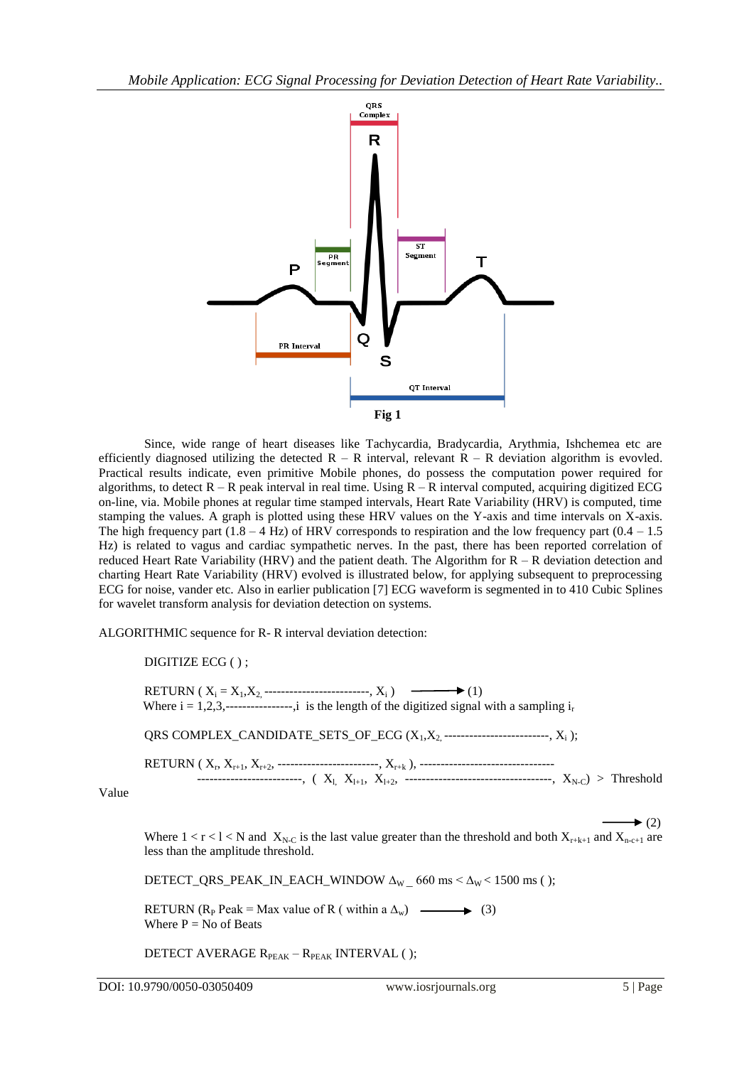Fig 1

Since, wide range of heart diseases like Tachycardia, Bradycardia, Arythmia, Ishchemea etc are efficiently diagnosed utilizing the detected R – R interval, relevant R – R deviation algorithm is evovled. Practical results indicate, even primitive Mobile phones, do possess the computation power required for algorithms, to detect R – R peak interval in real time. Using R – R interval computed, acquiring digitized ECG on-line, via. Mobile phones at regular time stamped intervals, Heart Rate Variability (HRV) is computed, time stamping the values. A graph is plotted using these HRV values on the Y-axis and time intervals on X-axis. The high frequency part (1.8 – 4 Hz) of HRV corresponds to respiration and the low frequency part (0.4 – 1.5 Hz) is related to vagus and cardiac sympathetic nerves. In the past, there has been reported correlation of reduced Heart Rate Variability (HRV) and the patient death. The Algorithm for R – R deviation detection and charting Heart Rate Variability (HRV) evolved is illustrated below, for applying subsequent to preprocessing ECG for noise, vander etc. Also in earlier publication [7] ECG waveform is segmented in to 410 Cubic Splines for wavelet transform analysis for deviation detection on systems.

ALGORITHMIC sequence for R- R interval deviation detection:

DIGITIZE ECG ( ) ;

RETURN ( $X_i = X_1, X_2,$ -------------------------, $X_i$ ) ⟶ (1)

Where i = 1,2,3,----------------,i is the length of the digitized signal with a sampling $i_r$

QRS COMPLEX_CANDIDATE_SETS_OF_ECG ($X_1, X_2,$ -------------------------, $X_i$ );

RETURN ( $X_r, X_{r+1}, X_{r+2},$ -------------------------, $X_{r+k}$ ), -------------------------------- -------------------------, ( $X_l, X_{l+1}, X_{l+2},$ ----------------------------------, $X_{N-C}$) > Threshold Value

⟶ (2)

Where $1 < r < l < N$ and $X_{N-C}$ is the last value greater than the threshold and both $X_{r+k+1}$ and $X_{n-c+1}$ are less than the amplitude threshold.

DETECT_QRS_PEAK_IN_EACH_WINDOW $\Delta_W$ _ 660 ms < $\Delta_W$ < 1500 ms ( );

RETURN ($R_P$ Peak = Max value of R ( within a $\Delta_w$) ⟶ (3)

Where P = No of Beats

DETECT AVERAGE $R_{PEAK} – R_{PEAK}$ INTERVAL ( );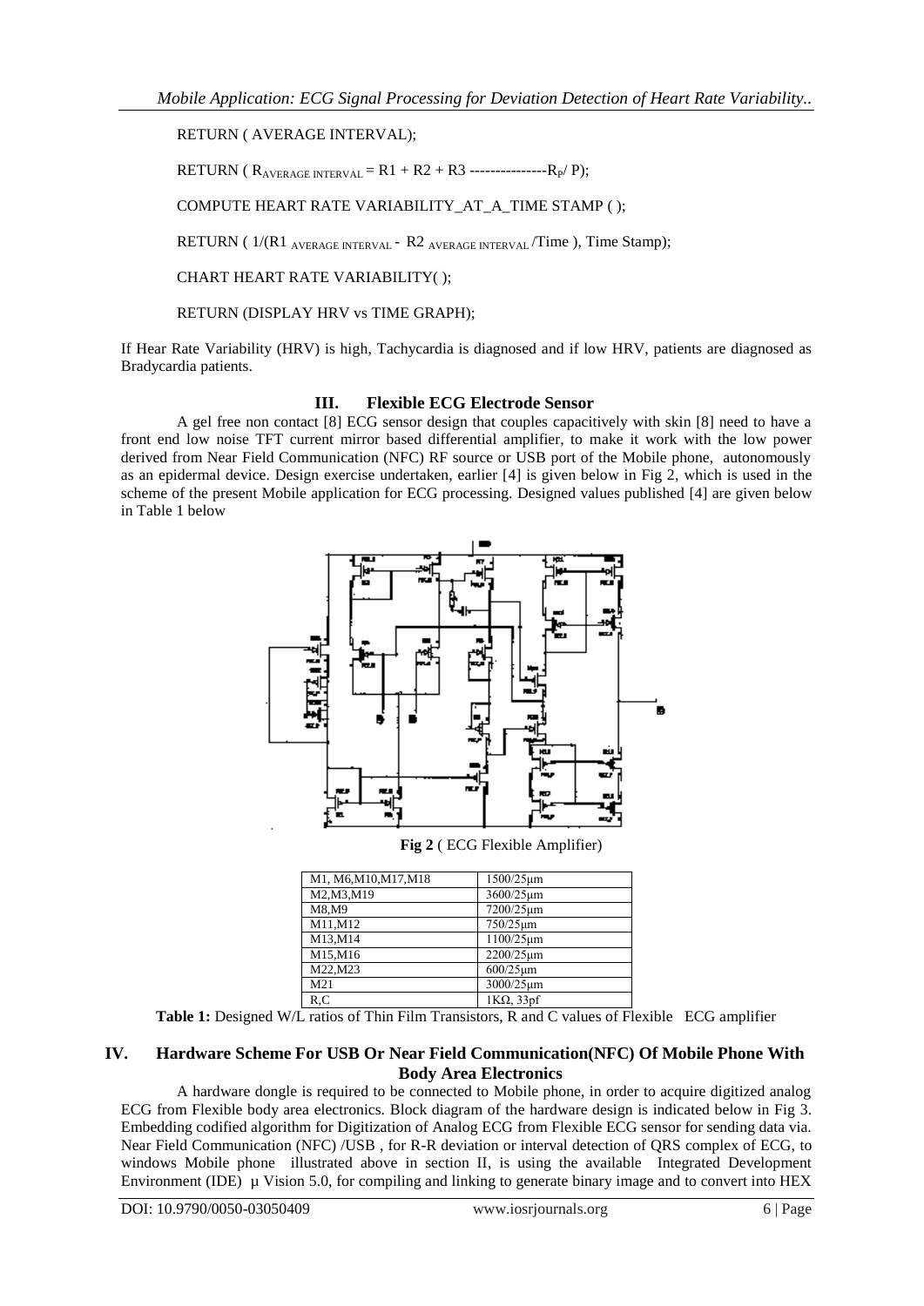RETURN ( AVERAGE INTERVAL);

RETURN ( $R_{AVERAGE\ INTERVAL} = R1 + R2 + R3$ ---------------$R_P$/ P);

COMPUTE HEART RATE VARIABILITY_AT_A_TIME STAMP ( );

RETURN ( 1/(R1 $_{AVERAGE\ INTERVAL}$ - R2 $_{AVERAGE\ INTERVAL}$ /Time ), Time Stamp);

CHART HEART RATE VARIABILITY( );

RETURN (DISPLAY HRV vs TIME GRAPH);

If Hear Rate Variability (HRV) is high, Tachycardia is diagnosed and if low HRV, patients are diagnosed as Bradycardia patients.

## III. Flexible ECG Electrode Sensor

A gel free non contact [8] ECG sensor design that couples capacitively with skin [8] need to have a front end low noise TFT current mirror based differential amplifier, to make it work with the low power derived from Near Field Communication (NFC) RF source or USB port of the Mobile phone, autonomously as an epidermal device. Design exercise undertaken, earlier [4] is given below in Fig 2, which is used in the scheme of the present Mobile application for ECG processing. Designed values published [4] are given below in Table 1 below

**Fig 2** ( ECG Flexible Amplifier)

| M1, M6,M10,M17,M18 | 1500/25μm |
|---|---|
| M2,M3,M19 | 3600/25μm |
| M8,M9 | 7200/25μm |
| M11,M12 | 750/25μm |
| M13,M14 | 1100/25μm |
| M15,M16 | 2200/25μm |
| M22,M23 | 600/25μm |
| M21 | 3000/25μm |
| R,C | 1KΩ, 33pf |

**Table 1:** Designed W/L ratios of Thin Film Transistors, R and C values of Flexible ECG amplifier

## IV. Hardware Scheme For USB Or Near Field Communication(NFC) Of Mobile Phone With Body Area Electronics

A hardware dongle is required to be connected to Mobile phone, in order to acquire digitized analog ECG from Flexible body area electronics. Block diagram of the hardware design is indicated below in Fig 3. Embedding codified algorithm for Digitization of Analog ECG from Flexible ECG sensor for sending data via. Near Field Communication (NFC) /USB , for R-R deviation or interval detection of QRS complex of ECG, to windows Mobile phone illustrated above in section II, is using the available Integrated Development Environment (IDE) µ Vision 5.0, for compiling and linking to generate binary image and to convert into HEX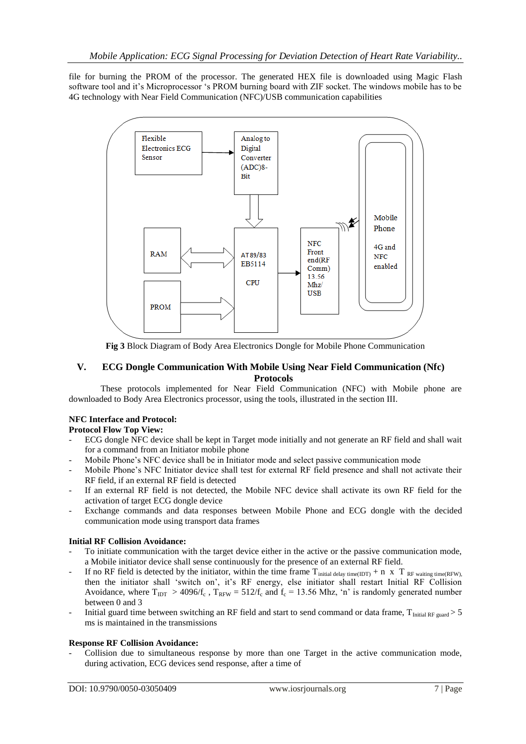file for burning the PROM of the processor. The generated HEX file is downloaded using Magic Flash software tool and it's Microprocessor 's PROM burning board with ZIF socket. The windows mobile has to be 4G technology with Near Field Communication (NFC)/USB communication capabilities

Flexible Electronics ECG Sensor

Analog to Digital Converter (ADC)8-Bit

RAM

AT89/83 EB5114

CPU

PROM

NFC Front end(RF Comm) 13.56 Mhz/ USB

Mobile Phone

4G and NFC enabled

**Fig 3** Block Diagram of Body Area Electronics Dongle for Mobile Phone Communication

## V. ECG Dongle Communication With Mobile Using Near Field Communication (Nfc) Protocols

These protocols implemented for Near Field Communication (NFC) with Mobile phone are downloaded to Body Area Electronics processor, using the tools, illustrated in the section III.

**NFC Interface and Protocol:**

**Protocol Flow Top View:**

- ECG dongle NFC device shall be kept in Target mode initially and not generate an RF field and shall wait for a command from an Initiator mobile phone
- Mobile Phone's NFC device shall be in Initiator mode and select passive communication mode
- Mobile Phone's NFC Initiator device shall test for external RF field presence and shall not activate their RF field, if an external RF field is detected
- If an external RF field is not detected, the Mobile NFC device shall activate its own RF field for the activation of target ECG dongle device
- Exchange commands and data responses between Mobile Phone and ECG dongle with the decided communication mode using transport data frames

**Initial RF Collision Avoidance:**

- To initiate communication with the target device either in the active or the passive communication mode, a Mobile initiator device shall sense continuously for the presence of an external RF field.
- If no RF field is detected by the initiator, within the time frame $T_{\text{initial delay time(IDT)}} + n \times T_{\text{RF waiting time(RFW)}}$, then the initiator shall 'switch on', it's RF energy, else initiator shall restart Initial RF Collision Avoidance, where $T_{IDT} > 4096/f_c$ , $T_{RFW} = 512/f_c$ and $f_c = 13.56$ Mhz, 'n' is randomly generated number between 0 and 3
- Initial guard time between switching an RF field and start to send command or data frame, $T_{\text{Initial RF guard}} > 5$ ms is maintained in the transmissions

**Response RF Collision Avoidance:**

- Collision due to simultaneous response by more than one Target in the active communication mode, during activation, ECG devices send response, after a time of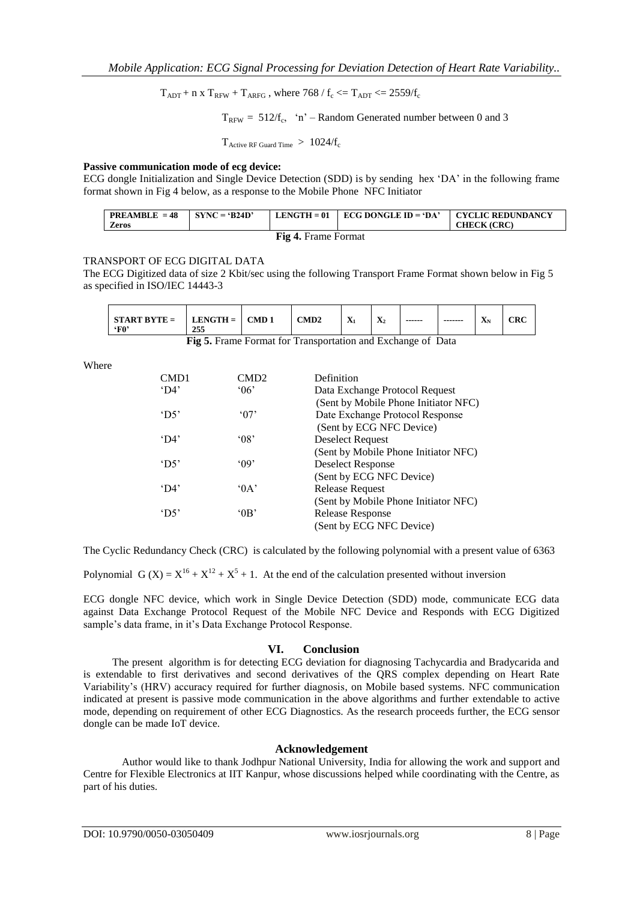$T_{ADT} + n \times T_{RFW} + T_{ARFG}$ , where $768 / f_c <= T_{ADT} <= 2559/f_c$

$T_{RFW} = 512/f_c$, 'n' – Random Generated number between 0 and 3

$T_{\text{Active RF Guard Time}} > 1024/f_c$

**Passive communication mode of ecg device:**

ECG dongle Initialization and Single Device Detection (SDD) is by sending hex 'DA' in the following frame format shown in Fig 4 below, as a response to the Mobile Phone NFC Initiator

| PREAMBLE = 48 Zeros | SYNC = 'B24D' | LENGTH = 01 | ECG DONGLE ID = 'DA' | CYCLIC REDUNDANCY CHECK (CRC) |
|---|---|---|---|---|

**Fig 4.** Frame Format

TRANSPORT OF ECG DIGITAL DATA

The ECG Digitized data of size 2 Kbit/sec using the following Transport Frame Format shown below in Fig 5 as specified in ISO/IEC 14443-3

| START BYTE = 'F0' | LENGTH = 255 | CMD 1 | CMD2 | $X_1$ | $X_2$ | ------ | ------- | $X_N$ | CRC |
|---|---|---|---|---|---|---|---|---|---|

**Fig 5.** Frame Format for Transportation and Exchange of Data

Where

| CMD1 | CMD2 | Definition |
|---|---|---|
| 'D4' | '06' | Data Exchange Protocol Request (Sent by Mobile Phone Initiator NFC) |
| 'D5' | '07' | Date Exchange Protocol Response (Sent by ECG NFC Device) |
| 'D4' | '08' | Deselect Request (Sent by Mobile Phone Initiator NFC) |
| 'D5' | '09' | Deselect Response (Sent by ECG NFC Device) |
| 'D4' | '0A' | Release Request (Sent by Mobile Phone Initiator NFC) |
| 'D5' | '0B' | Release Response (Sent by ECG NFC Device) |

The Cyclic Redundancy Check (CRC) is calculated by the following polynomial with a present value of 6363

Polynomial $G(X) = X^{16} + X^{12} + X^5 + 1$. At the end of the calculation presented without inversion

ECG dongle NFC device, which work in Single Device Detection (SDD) mode, communicate ECG data against Data Exchange Protocol Request of the Mobile NFC Device and Responds with ECG Digitized sample's data frame, in it's Data Exchange Protocol Response.

## VI. Conclusion

The present algorithm is for detecting ECG deviation for diagnosing Tachycardia and Bradycarida and is extendable to first derivatives and second derivatives of the QRS complex depending on Heart Rate Variability's (HRV) accuracy required for further diagnosis, on Mobile based systems. NFC communication indicated at present is passive mode communication in the above algorithms and further extendable to active mode, depending on requirement of other ECG Diagnostics. As the research proceeds further, the ECG sensor dongle can be made IoT device.

## Acknowledgement

Author would like to thank Jodhpur National University, India for allowing the work and support and Centre for Flexible Electronics at IIT Kanpur, whose discussions helped while coordinating with the Centre, as part of his duties.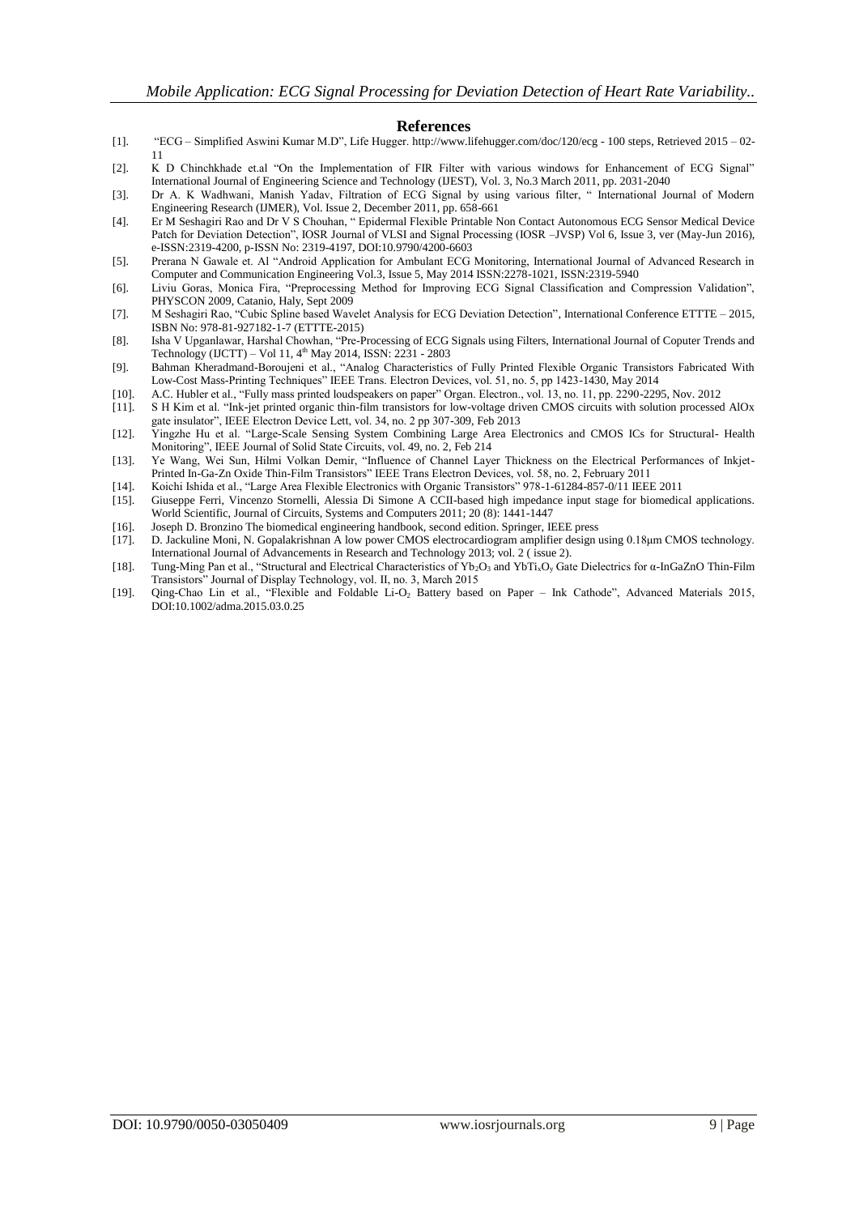## References

[1]. "ECG – Simplified Aswini Kumar M.D", Life Hugger. http://www.lifehugger.com/doc/120/ecg - 100 steps, Retrieved 2015 – 02-11

[2]. K D Chinchkhade et.al "On the Implementation of FIR Filter with various windows for Enhancement of ECG Signal" International Journal of Engineering Science and Technology (IJEST), Vol. 3, No.3 March 2011, pp. 2031-2040

[3]. Dr A. K Wadhwani, Manish Yadav, Filtration of ECG Signal by using various filter, " International Journal of Modern Engineering Research (IJMER), Vol. Issue 2, December 2011, pp. 658-661

[4]. Er M Seshagiri Rao and Dr V S Chouhan, " Epidermal Flexible Printable Non Contact Autonomous ECG Sensor Medical Device Patch for Deviation Detection", IOSR Journal of VLSI and Signal Processing (IOSR –JVSP) Vol 6, Issue 3, ver (May-Jun 2016), e-ISSN:2319-4200, p-ISSN No: 2319-4197, DOI:10.9790/4200-6603

[5]. Prerana N Gawale et. Al "Android Application for Ambulant ECG Monitoring, International Journal of Advanced Research in Computer and Communication Engineering Vol.3, Issue 5, May 2014 ISSN:2278-1021, ISSN:2319-5940

[6]. Liviu Goras, Monica Fira, "Preprocessing Method for Improving ECG Signal Classification and Compression Validation", PHYSCON 2009, Catanio, Haly, Sept 2009

[7]. M Seshagiri Rao, "Cubic Spline based Wavelet Analysis for ECG Deviation Detection", International Conference ETTTE – 2015, ISBN No: 978-81-927182-1-7 (ETTTE-2015)

[8]. Isha V Upganlawar, Harshal Chowhan, "Pre-Processing of ECG Signals using Filters, International Journal of Coputer Trends and Technology (IJCTT) – Vol 11, 4th May 2014, ISSN: 2231 - 2803

[9]. Bahman Kheradmand-Boroujeni et al., "Analog Characteristics of Fully Printed Flexible Organic Transistors Fabricated With Low-Cost Mass-Printing Techniques" IEEE Trans. Electron Devices, vol. 51, no. 5, pp 1423-1430, May 2014

[10]. A.C. Hubler et al., "Fully mass printed loudspeakers on paper" Organ. Electron., vol. 13, no. 11, pp. 2290-2295, Nov. 2012

[11]. S H Kim et al. "Ink-jet printed organic thin-film transistors for low-voltage driven CMOS circuits with solution processed AlOx gate insulator", IEEE Electron Device Lett, vol. 34, no. 2 pp 307-309, Feb 2013

[12]. Yingzhe Hu et al. "Large-Scale Sensing System Combining Large Area Electronics and CMOS ICs for Structural- Health Monitoring", IEEE Journal of Solid State Circuits, vol. 49, no. 2, Feb 214

[13]. Ye Wang, Wei Sun, Hilmi Volkan Demir, "Influence of Channel Layer Thickness on the Electrical Performances of Inkjet-Printed In-Ga-Zn Oxide Thin-Film Transistors" IEEE Trans Electron Devices, vol. 58, no. 2, February 2011

[14]. Koichi Ishida et al., "Large Area Flexible Electronics with Organic Transistors" 978-1-61284-857-0/11 IEEE 2011

[15]. Giuseppe Ferri, Vincenzo Stornelli, Alessia Di Simone A CCII-based high impedance input stage for biomedical applications. World Scientific, Journal of Circuits, Systems and Computers 2011; 20 (8): 1441-1447

[16]. Joseph D. Bronzino The biomedical engineering handbook, second edition. Springer, IEEE press

[17]. D. Jackuline Moni, N. Gopalakrishnan A low power CMOS electrocardiogram amplifier design using 0.18µm CMOS technology. International Journal of Advancements in Research and Technology 2013; vol. 2 ( issue 2).

[18]. Tung-Ming Pan et al., "Structural and Electrical Characteristics of $Yb_2O_3$ and $YbTi_xO_y$ Gate Dielectrics for α-InGaZnO Thin-Film Transistors" Journal of Display Technology, vol. II, no. 3, March 2015

[19]. Qing-Chao Lin et al., "Flexible and Foldable Li-$O_2$ Battery based on Paper – Ink Cathode", Advanced Materials 2015, DOI:10.1002/adma.2015.03.0.25